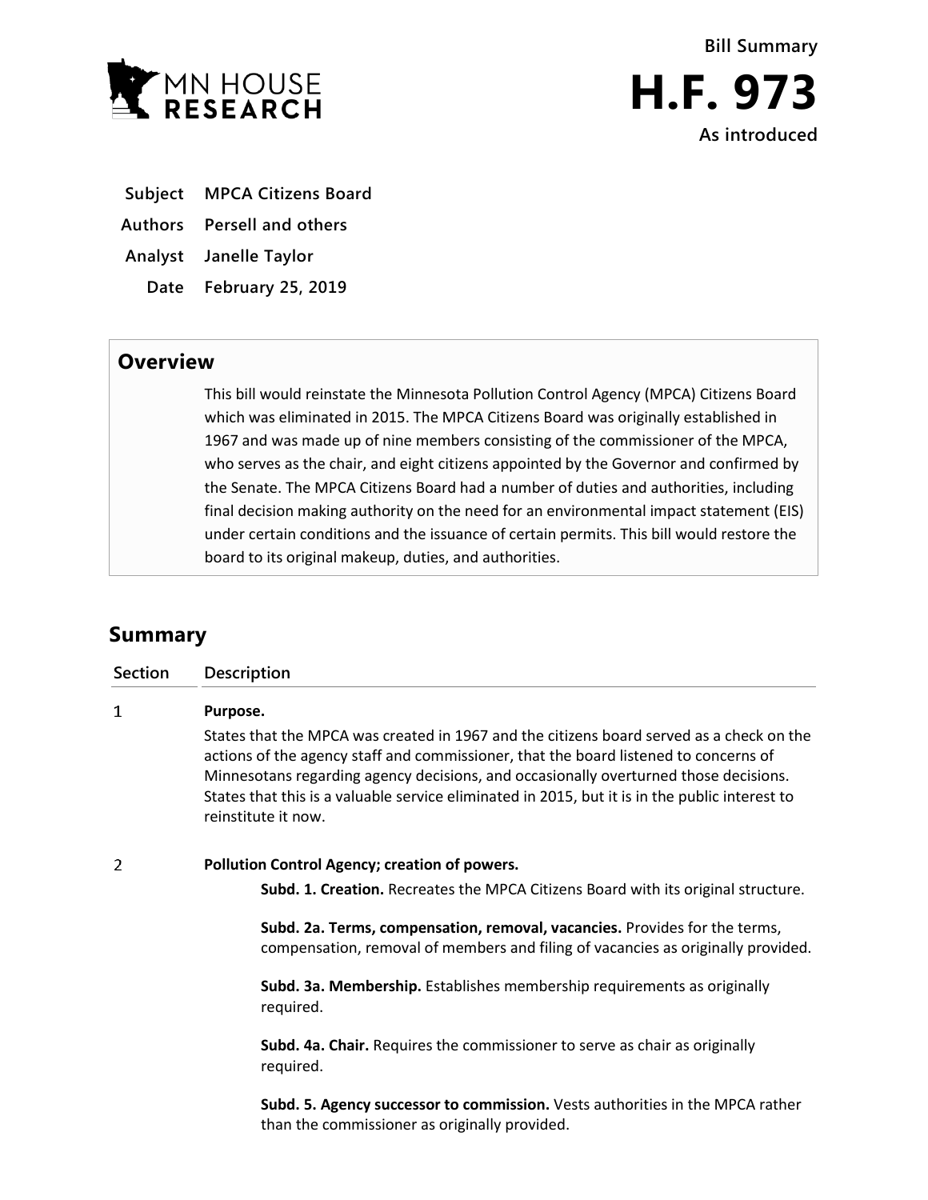**Bill Summary**

# H.F. 973

**As introduced**

| | |
|---|---|
| **Subject** | **MPCA Citizens Board** |
| **Authors** | **Persell and others** |
| **Analyst** | **Janelle Taylor** |
| **Date** | **February 25, 2019** |

## Overview

This bill would reinstate the Minnesota Pollution Control Agency (MPCA) Citizens Board which was eliminated in 2015. The MPCA Citizens Board was originally established in 1967 and was made up of nine members consisting of the commissioner of the MPCA, who serves as the chair, and eight citizens appointed by the Governor and confirmed by the Senate. The MPCA Citizens Board had a number of duties and authorities, including final decision making authority on the need for an environmental impact statement (EIS) under certain conditions and the issuance of certain permits. This bill would restore the board to its original makeup, duties, and authorities.

## Summary

| Section | Description |
|---|---|
| 1 | **Purpose.** States that the MPCA was created in 1967 and the citizens board served as a check on the actions of the agency staff and commissioner, that the board listened to concerns of Minnesotans regarding agency decisions, and occasionally overturned those decisions. States that this is a valuable service eliminated in 2015, but it is in the public interest to reinstitute it now. |
| 2 | **Pollution Control Agency; creation of powers.** **Subd. 1. Creation.** Recreates the MPCA Citizens Board with its original structure. **Subd. 2a. Terms, compensation, removal, vacancies.** Provides for the terms, compensation, removal of members and filing of vacancies as originally provided. **Subd. 3a. Membership.** Establishes membership requirements as originally required. **Subd. 4a. Chair.** Requires the commissioner to serve as chair as originally required. **Subd. 5. Agency successor to commission.** Vests authorities in the MPCA rather than the commissioner as originally provided. |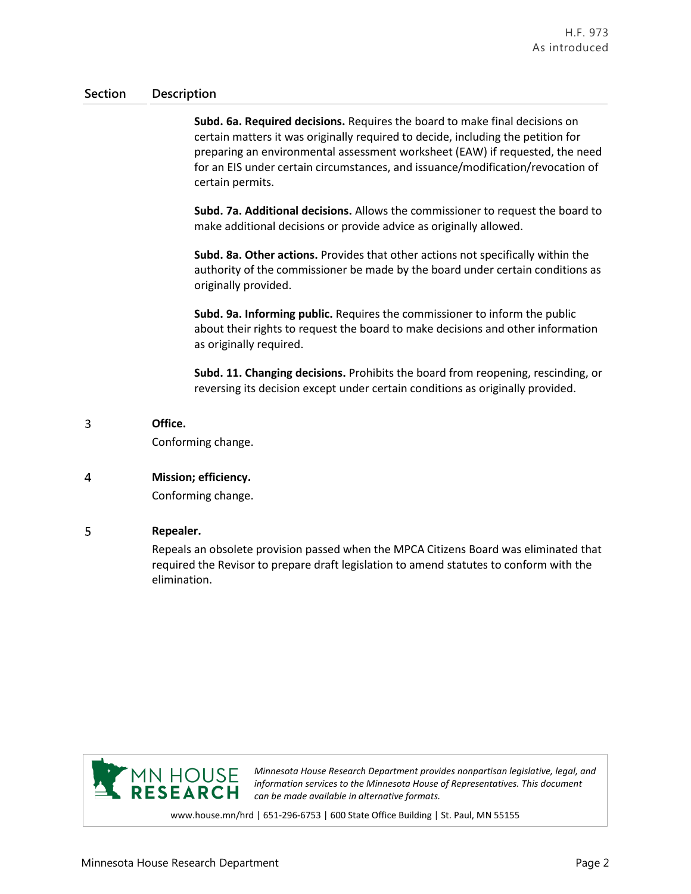| Section | Description |
|---|---|
| | **Subd. 6a. Required decisions.** Requires the board to make final decisions on certain matters it was originally required to decide, including the petition for preparing an environmental assessment worksheet (EAW) if requested, the need for an EIS under certain circumstances, and issuance/modification/revocation of certain permits. |
| | **Subd. 7a. Additional decisions.** Allows the commissioner to request the board to make additional decisions or provide advice as originally allowed. |
| | **Subd. 8a. Other actions.** Provides that other actions not specifically within the authority of the commissioner be made by the board under certain conditions as originally provided. |
| | **Subd. 9a. Informing public.** Requires the commissioner to inform the public about their rights to request the board to make decisions and other information as originally required. |
| | **Subd. 11. Changing decisions.** Prohibits the board from reopening, rescinding, or reversing its decision except under certain conditions as originally provided. |
| 3 | **Office.** Conforming change. |
| 4 | **Mission; efficiency.** Conforming change. |
| 5 | **Repealer.** Repeals an obsolete provision passed when the MPCA Citizens Board was eliminated that required the Revisor to prepare draft legislation to amend statutes to conform with the elimination. |

MN HOUSE RESEARCH

*Minnesota House Research Department provides nonpartisan legislative, legal, and information services to the Minnesota House of Representatives. This document can be made available in alternative formats.*

www.house.mn/hrd | 651-296-6753 | 600 State Office Building | St. Paul, MN 55155